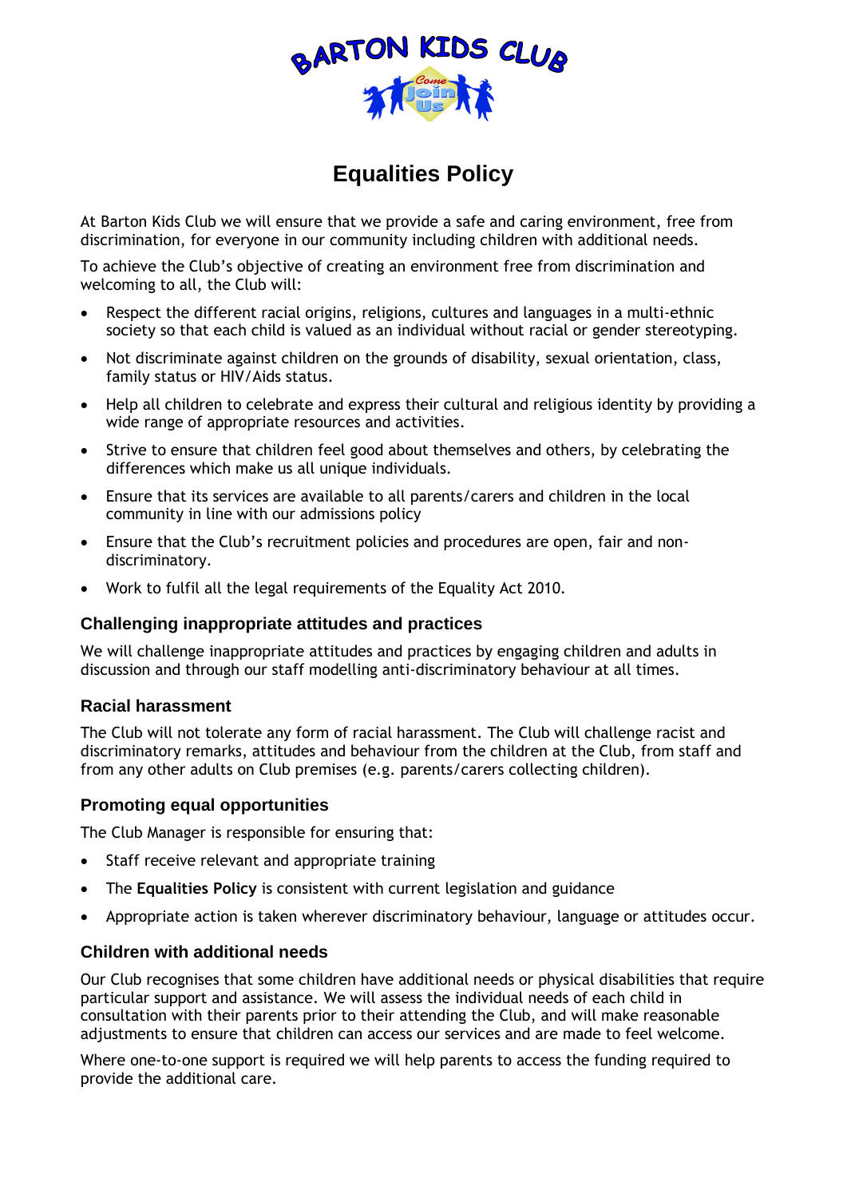# Equalities Policy

At Barton Kids Club we will ensure that we provide a safe and caring environment, free from discrimination, for everyone in our community including children with additional needs.

To achieve the Club's objective of creating an environment free from discrimination and welcoming to all, the Club will:

- Respect the different racial origins, religions, cultures and languages in a multi-ethnic society so that each child is valued as an individual without racial or gender stereotyping.
- Not discriminate against children on the grounds of disability, sexual orientation, class, family status or HIV/Aids status.
- Help all children to celebrate and express their cultural and religious identity by providing a wide range of appropriate resources and activities.
- Strive to ensure that children feel good about themselves and others, by celebrating the differences which make us all unique individuals.
- Ensure that its services are available to all parents/carers and children in the local community in line with our admissions policy
- Ensure that the Club's recruitment policies and procedures are open, fair and non-discriminatory.
- Work to fulfil all the legal requirements of the Equality Act 2010.

### Challenging inappropriate attitudes and practices

We will challenge inappropriate attitudes and practices by engaging children and adults in discussion and through our staff modelling anti-discriminatory behaviour at all times.

### Racial harassment

The Club will not tolerate any form of racial harassment. The Club will challenge racist and discriminatory remarks, attitudes and behaviour from the children at the Club, from staff and from any other adults on Club premises (e.g. parents/carers collecting children).

### Promoting equal opportunities

The Club Manager is responsible for ensuring that:

- Staff receive relevant and appropriate training
- The **Equalities Policy** is consistent with current legislation and guidance
- Appropriate action is taken wherever discriminatory behaviour, language or attitudes occur.

### Children with additional needs

Our Club recognises that some children have additional needs or physical disabilities that require particular support and assistance. We will assess the individual needs of each child in consultation with their parents prior to their attending the Club, and will make reasonable adjustments to ensure that children can access our services and are made to feel welcome.

Where one-to-one support is required we will help parents to access the funding required to provide the additional care.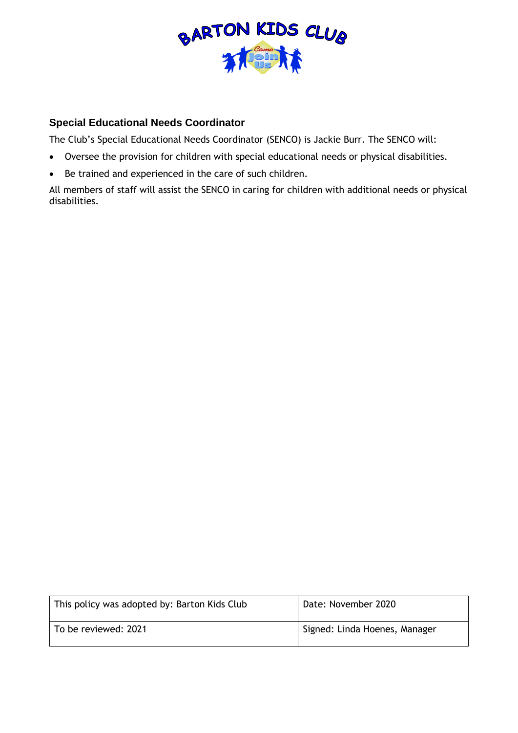BARTON KIDS CLUB

### Special Educational Needs Coordinator

The Club's Special Educational Needs Coordinator (SENCO) is Jackie Burr. The SENCO will:

- Oversee the provision for children with special educational needs or physical disabilities.
- Be trained and experienced in the care of such children.

All members of staff will assist the SENCO in caring for children with additional needs or physical disabilities.

| | |
|---|---|
| This policy was adopted by: Barton Kids Club | Date: November 2020 |
| To be reviewed: 2021 | Signed: Linda Hoenes, Manager |